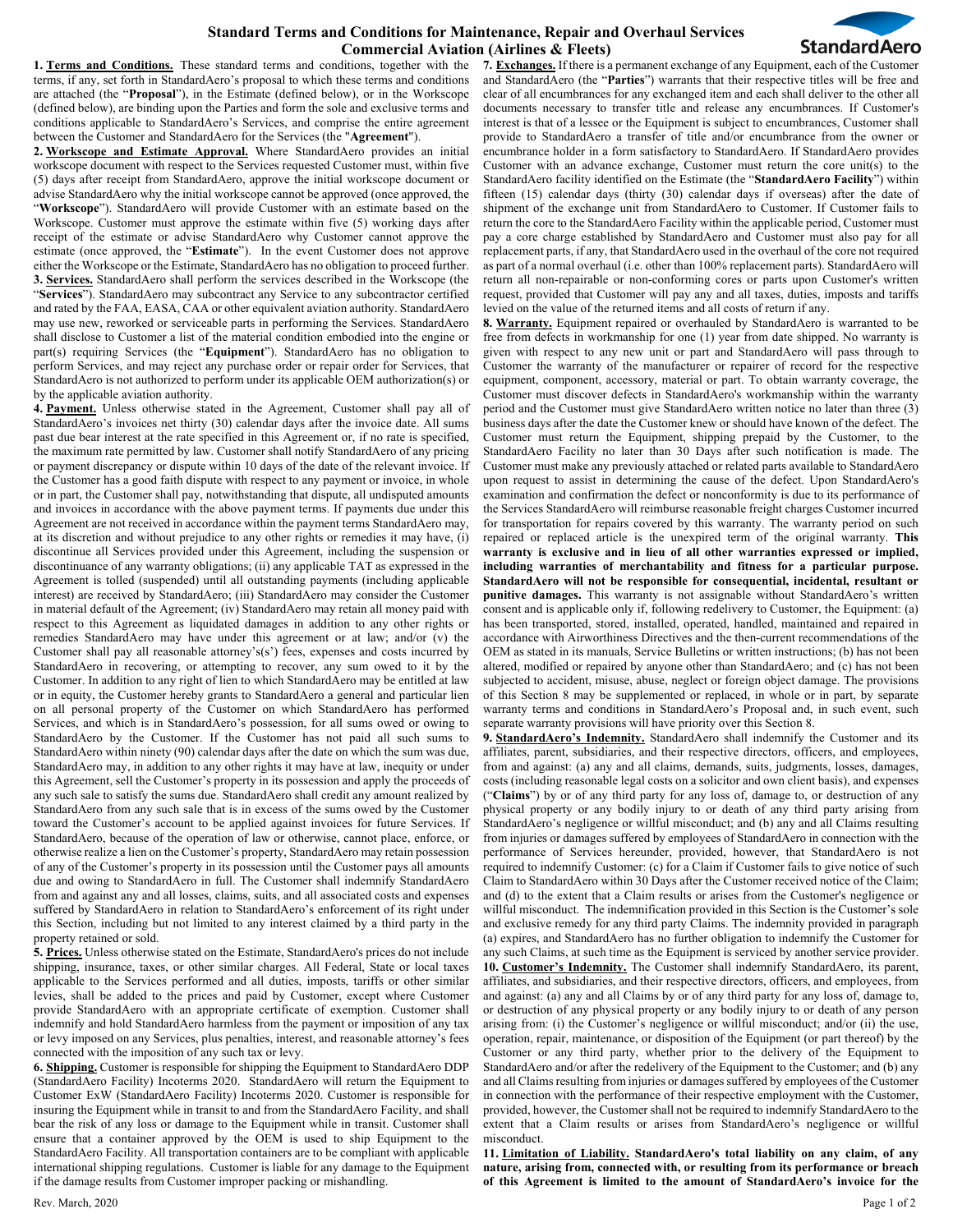# Standard Terms and Conditions for Maintenance, Repair and Overhaul Services Commercial Aviation (Airlines & Fleets)

StandardAero

**1. Terms and Conditions.** These standard terms and conditions, together with the terms, if any, set forth in StandardAero's proposal to which these terms and conditions are attached (the "**Proposal**"), in the Estimate (defined below), or in the Workscope (defined below), are binding upon the Parties and form the sole and exclusive terms and conditions applicable to StandardAero's Services, and comprise the entire agreement between the Customer and StandardAero for the Services (the "**Agreement**").

**2. Workscope and Estimate Approval.** Where StandardAero provides an initial workscope document with respect to the Services requested Customer must, within five (5) days after receipt from StandardAero, approve the initial workscope document or advise StandardAero why the initial workscope cannot be approved (once approved, the "**Workscope**"). StandardAero will provide Customer with an estimate based on the Workscope. Customer must approve the estimate within five (5) working days after receipt of the estimate or advise StandardAero why Customer cannot approve the estimate (once approved, the "**Estimate**"). In the event Customer does not approve either the Workscope or the Estimate, StandardAero has no obligation to proceed further.

**3. Services.** StandardAero shall perform the services described in the Workscope (the "**Services**"). StandardAero may subcontract any Service to any subcontractor certified and rated by the FAA, EASA, CAA or other equivalent aviation authority. StandardAero may use new, reworked or serviceable parts in performing the Services. StandardAero shall disclose to Customer a list of the material condition embodied into the engine or part(s) requiring Services (the "**Equipment**"). StandardAero has no obligation to perform Services, and may reject any purchase order or repair order for Services, that StandardAero is not authorized to perform under its applicable OEM authorization(s) or by the applicable aviation authority.

**4. Payment.** Unless otherwise stated in the Agreement, Customer shall pay all of StandardAero's invoices net thirty (30) calendar days after the invoice date. All sums past due bear interest at the rate specified in this Agreement or, if no rate is specified, the maximum rate permitted by law. Customer shall notify StandardAero of any pricing or payment discrepancy or dispute within 10 days of the date of the relevant invoice. If the Customer has a good faith dispute with respect to any payment or invoice, in whole or in part, the Customer shall pay, notwithstanding that dispute, all undisputed amounts and invoices in accordance with the above payment terms. If payments due under this Agreement are not received in accordance within the payment terms StandardAero may, at its discretion and without prejudice to any other rights or remedies it may have, (i) discontinue all Services provided under this Agreement, including the suspension or discontinuance of any warranty obligations; (ii) any applicable TAT as expressed in the Agreement is tolled (suspended) until all outstanding payments (including applicable interest) are received by StandardAero; (iii) StandardAero may consider the Customer in material default of the Agreement; (iv) StandardAero may retain all money paid with respect to this Agreement as liquidated damages in addition to any other rights or remedies StandardAero may have under this agreement or at law; and/or (v) the Customer shall pay all reasonable attorney's(s') fees, expenses and costs incurred by StandardAero in recovering, or attempting to recover, any sum owed to it by the Customer. In addition to any right of lien to which StandardAero may be entitled at law or in equity, the Customer hereby grants to StandardAero a general and particular lien on all personal property of the Customer on which StandardAero has performed Services, and which is in StandardAero's possession, for all sums owed or owing to StandardAero by the Customer. If the Customer has not paid all such sums to StandardAero within ninety (90) calendar days after the date on which the sum was due, StandardAero may, in addition to any other rights it may have at law, inequity or under this Agreement, sell the Customer's property in its possession and apply the proceeds of any such sale to satisfy the sums due. StandardAero shall credit any amount realized by StandardAero from any such sale that is in excess of the sums owed by the Customer toward the Customer's account to be applied against invoices for future Services. If StandardAero, because of the operation of law or otherwise, cannot place, enforce, or otherwise realize a lien on the Customer's property, StandardAero may retain possession of any of the Customer's property in its possession until the Customer pays all amounts due and owing to StandardAero in full. The Customer shall indemnify StandardAero from and against any and all losses, claims, suits, and all associated costs and expenses suffered by StandardAero in relation to StandardAero's enforcement of its right under this Section, including but not limited to any interest claimed by a third party in the property retained or sold.

**5. Prices.** Unless otherwise stated on the Estimate, StandardAero's prices do not include shipping, insurance, taxes, or other similar charges. All Federal, State or local taxes applicable to the Services performed and all duties, imposts, tariffs or other similar levies, shall be added to the prices and paid by Customer, except where Customer provide StandardAero with an appropriate certificate of exemption. Customer shall indemnify and hold StandardAero harmless from the payment or imposition of any tax or levy imposed on any Services, plus penalties, interest, and reasonable attorney's fees connected with the imposition of any such tax or levy.

**6. Shipping.** Customer is responsible for shipping the Equipment to StandardAero DDP (StandardAero Facility) Incoterms 2020. StandardAero will return the Equipment to Customer ExW (StandardAero Facility) Incoterms 2020. Customer is responsible for insuring the Equipment while in transit to and from the StandardAero Facility, and shall bear the risk of any loss or damage to the Equipment while in transit. Customer shall ensure that a container approved by the OEM is used to ship Equipment to the StandardAero Facility. All transportation containers are to be compliant with applicable international shipping regulations. Customer is liable for any damage to the Equipment if the damage results from Customer improper packing or mishandling.

**7. Exchanges.** If there is a permanent exchange of any Equipment, each of the Customer and StandardAero (the "**Parties**") warrants that their respective titles will be free and clear of all encumbrances for any exchanged item and each shall deliver to the other all documents necessary to transfer title and release any encumbrances. If Customer's interest is that of a lessee or the Equipment is subject to encumbrances, Customer shall provide to StandardAero a transfer of title and/or encumbrance from the owner or encumbrance holder in a form satisfactory to StandardAero. If StandardAero provides Customer with an advance exchange, Customer must return the core unit(s) to the StandardAero facility identified on the Estimate (the "**StandardAero Facility**") within fifteen (15) calendar days (thirty (30) calendar days if overseas) after the date of shipment of the exchange unit from StandardAero to Customer. If Customer fails to return the core to the StandardAero Facility within the applicable period, Customer must pay a core charge established by StandardAero and Customer must also pay for all replacement parts, if any, that StandardAero used in the overhaul of the core not required as part of a normal overhaul (i.e. other than 100% replacement parts). StandardAero will return all non-repairable or non-conforming cores or parts upon Customer's written request, provided that Customer will pay any and all taxes, duties, imposts and tariffs levied on the value of the returned items and all costs of return if any.

**8. Warranty.** Equipment repaired or overhauled by StandardAero is warranted to be free from defects in workmanship for one (1) year from date shipped. No warranty is given with respect to any new unit or part and StandardAero will pass through to Customer the warranty of the manufacturer or repairer of record for the respective equipment, component, accessory, material or part. To obtain warranty coverage, the Customer must discover defects in StandardAero's workmanship within the warranty period and the Customer must give StandardAero written notice no later than three (3) business days after the date the Customer knew or should have known of the defect. The Customer must return the Equipment, shipping prepaid by the Customer, to the StandardAero Facility no later than 30 Days after such notification is made. The Customer must make any previously attached or related parts available to StandardAero upon request to assist in determining the cause of the defect. Upon StandardAero's examination and confirmation the defect or nonconformity is due to its performance of the Services StandardAero will reimburse reasonable freight charges Customer incurred for transportation for repairs covered by this warranty. The warranty period on such repaired or replaced article is the unexpired term of the original warranty. **This warranty is exclusive and in lieu of all other warranties expressed or implied, including warranties of merchantability and fitness for a particular purpose. StandardAero will not be responsible for consequential, incidental, resultant or punitive damages.** This warranty is not assignable without StandardAero's written consent and is applicable only if, following redelivery to Customer, the Equipment: (a) has been transported, stored, installed, operated, handled, maintained and repaired in accordance with Airworthiness Directives and the then-current recommendations of the OEM as stated in its manuals, Service Bulletins or written instructions; (b) has not been altered, modified or repaired by anyone other than StandardAero; and (c) has not been subjected to accident, misuse, abuse, neglect or foreign object damage. The provisions of this Section 8 may be supplemented or replaced, in whole or in part, by separate warranty terms and conditions in StandardAero's Proposal and, in such event, such separate warranty provisions will have priority over this Section 8.

**9. StandardAero's Indemnity.** StandardAero shall indemnify the Customer and its affiliates, parent, subsidiaries, and their respective directors, officers, and employees, from and against: (a) any and all claims, demands, suits, judgments, losses, damages, costs (including reasonable legal costs on a solicitor and own client basis), and expenses ("**Claims**") by or of any third party for any loss of, damage to, or destruction of any physical property or any bodily injury to or death of any third party arising from StandardAero's negligence or willful misconduct; and (b) any and all Claims resulting from injuries or damages suffered by employees of StandardAero in connection with the performance of Services hereunder, provided, however, that StandardAero is not required to indemnify Customer: (c) for a Claim if Customer fails to give notice of such Claim to StandardAero within 30 Days after the Customer received notice of the Claim; and (d) to the extent that a Claim results or arises from the Customer's negligence or willful misconduct. The indemnification provided in this Section is the Customer's sole and exclusive remedy for any third party Claims. The indemnity provided in paragraph (a) expires, and StandardAero has no further obligation to indemnify the Customer for any such Claims, at such time as the Equipment is serviced by another service provider.

**10. Customer's Indemnity.** The Customer shall indemnify StandardAero, its parent, affiliates, and subsidiaries, and their respective directors, officers, and employees, from and against: (a) any and all Claims by or of any third party for any loss of, damage to, or destruction of any physical property or any bodily injury to or death of any person arising from: (i) the Customer's negligence or willful misconduct; and/or (ii) the use, operation, repair, maintenance, or disposition of the Equipment (or part thereof) by the Customer or any third party, whether prior to the delivery of the Equipment to StandardAero and/or after the redelivery of the Equipment to the Customer; and (b) any and all Claims resulting from injuries or damages suffered by employees of the Customer in connection with the performance of their respective employment with the Customer, provided, however, the Customer shall not be required to indemnify StandardAero to the extent that a Claim results or arises from StandardAero's negligence or willful misconduct.

**11. Limitation of Liability. StandardAero's total liability on any claim, of any nature, arising from, connected with, or resulting from its performance or breach of this Agreement is limited to the amount of StandardAero's invoice for the**

Rev. March, 2020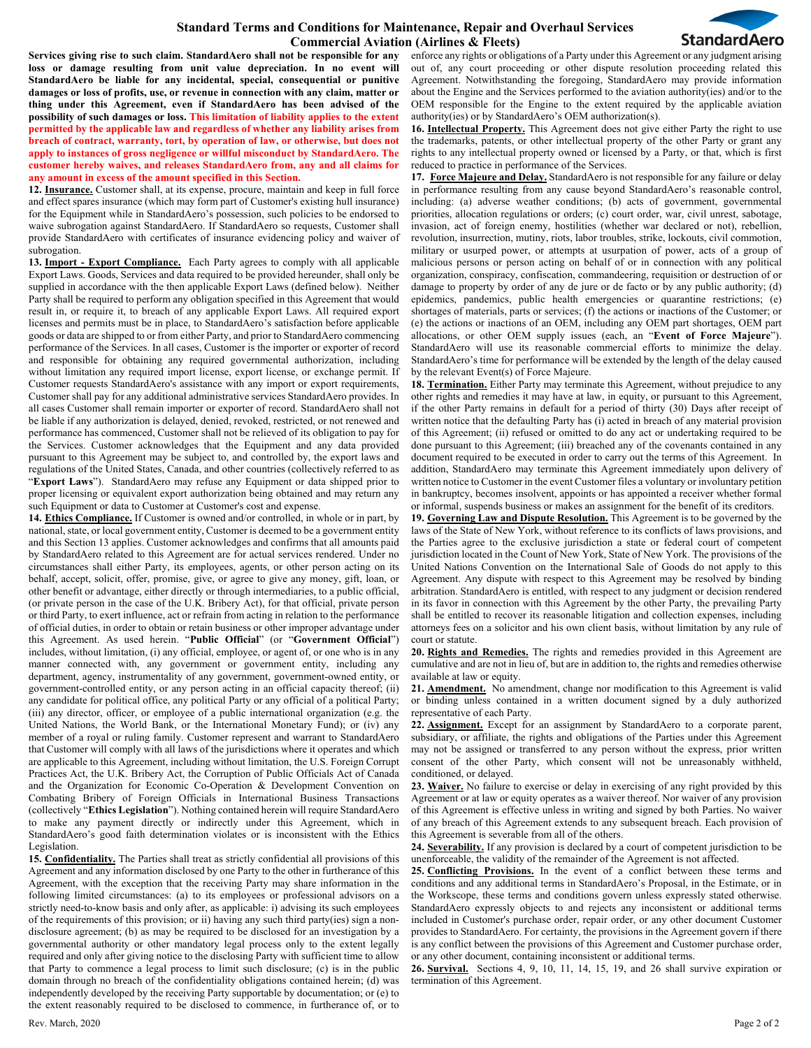Services giving rise to such claim. StandardAero shall not be responsible for any loss or damage resulting from unit value depreciation. In no event will StandardAero be liable for any incidental, special, consequential or punitive damages or loss of profits, use, or revenue in connection with any claim, matter or thing under this Agreement, even if StandardAero has been advised of the possibility of such damages or loss. **This limitation of liability applies to the extent permitted by the applicable law and regardless of whether any liability arises from breach of contract, warranty, tort, by operation of law, or otherwise, but does not apply to instances of gross negligence or willful misconduct by StandardAero. The customer hereby waives, and releases StandardAero from, any and all claims for any amount in excess of the amount specified in this Section.**

**12. Insurance.** Customer shall, at its expense, procure, maintain and keep in full force and effect spares insurance (which may form part of Customer's existing hull insurance) for the Equipment while in StandardAero's possession, such policies to be endorsed to waive subrogation against StandardAero. If StandardAero so requests, Customer shall provide StandardAero with certificates of insurance evidencing policy and waiver of subrogation.

**13. Import - Export Compliance.** Each Party agrees to comply with all applicable Export Laws. Goods, Services and the data required to be provided hereunder, shall only be supplied in accordance with the then applicable Export Laws (defined below). Neither Party shall be required to perform any obligation specified in this Agreement that would result in, or require it, to breach of any applicable Export Laws. All required export licenses and permits must be in place, to StandardAero's satisfaction before applicable goods or data are shipped to or from either Party, and prior to StandardAero commencing performance of the Services. In all cases, Customer is the importer or exporter of record and responsible for obtaining any required governmental authorization, including without limitation any required import license, export license, or exchange permit. If Customer requests StandardAero's assistance with any import or export requirements, Customer shall pay for any additional administrative services StandardAero provides. In all cases Customer shall remain importer or exporter of record. StandardAero shall not be liable if any authorization is delayed, denied, revoked, restricted, or not renewed and performance has commenced, Customer shall not be relieved of its obligation to pay for the Services. Customer acknowledges that the Equipment and any data provided pursuant to this Agreement may be subject to, and controlled by, the export laws and regulations of the United States, Canada, and other countries (collectively referred to as "**Export Laws**"). StandardAero may refuse any Equipment or data shipped prior to proper licensing or equivalent export authorization being obtained and may return any such Equipment or data to Customer at Customer's cost and expense.

**14. Ethics Compliance.** If Customer is owned and/or controlled, in whole or in part, by national, state, or local government entity, Customer is deemed to be a government entity and this Section 13 applies. Customer acknowledges and confirms that all amounts paid by StandardAero related to this Agreement are for actual services rendered. Under no circumstances shall either Party, its employees, agents, or other person acting on its behalf, accept, solicit, offer, promise, give, or agree to give any money, gift, loan, or other benefit or advantage, either directly or through intermediaries, to a public official, (or private person in the case of the U.K. Bribery Act), for that official, private person or third Party, to exert influence, act or refrain from acting in relation to the performance of official duties, in order to obtain or retain business or other improper advantage under this Agreement. As used herein. "**Public Official**" (or "**Government Official**") includes, without limitation, (i) any official, employee, or agent of, or one who is in any manner connected with, any government or government entity, including any department, agency, instrumentality of any government, government-owned entity, or government-controlled entity, or any person acting in an official capacity thereof; (ii) any candidate for political office, any political Party or any official of a political Party; (iii) any director, officer, or employee of a public international organization (e.g. the United Nations, the World Bank, or the International Monetary Fund); or (iv) any member of a royal or ruling family. Customer represent and warrant to StandardAero that Customer will comply with all laws of the jurisdictions where it operates and which are applicable to this Agreement, including without limitation, the U.S. Foreign Corrupt Practices Act, the U.K. Bribery Act, the Corruption of Public Officials Act of Canada and the Organization for Economic Co-Operation & Development Convention on Combating Bribery of Foreign Officials in International Business Transactions (collectively "**Ethics Legislation**"). Nothing contained herein will require StandardAero to make any payment directly or indirectly under this Agreement, which in StandardAero's good faith determination violates or is inconsistent with the Ethics Legislation.

**15. Confidentiality.** The Parties shall treat as strictly confidential all provisions of this Agreement and any information disclosed by one Party to the other in furtherance of this Agreement, with the exception that the receiving Party may share information in the following limited circumstances: (a) to its employees or professional advisors on a strictly need-to-know basis and only after, as applicable: i) advising its such employees of the requirements of this provision; or ii) having any such third party(ies) sign a non-disclosure agreement; (b) as may be required to be disclosed for an investigation by a governmental authority or other mandatory legal process only to the extent legally required and only after giving notice to the disclosing Party with sufficient time to allow that Party to commence a legal process to limit such disclosure; (c) is in the public domain through no breach of the confidentiality obligations contained herein; (d) was independently developed by the receiving Party supportable by documentation; or (e) to the extent reasonably required to be disclosed to commence, in furtherance of, or to enforce any rights or obligations of a Party under this Agreement or any judgment arising out of, any court proceeding or other dispute resolution proceeding related this Agreement. Notwithstanding the foregoing, StandardAero may provide information about the Engine and the Services performed to the aviation authority(ies) and/or to the OEM responsible for the Engine to the extent required by the applicable aviation authority(ies) or by StandardAero's OEM authorization(s).

**16. Intellectual Property.** This Agreement does not give either Party the right to use the trademarks, patents, or other intellectual property of the other Party or grant any rights to any intellectual property owned or licensed by a Party, or that, which is first reduced to practice in performance of the Services.

**17. Force Majeure and Delay.** StandardAero is not responsible for any failure or delay in performance resulting from any cause beyond StandardAero's reasonable control, including: (a) adverse weather conditions; (b) acts of government, governmental priorities, allocation regulations or orders; (c) court order, war, civil unrest, sabotage, invasion, act of foreign enemy, hostilities (whether war declared or not), rebellion, revolution, insurrection, mutiny, riots, labor troubles, strike, lockouts, civil commotion, military or usurped power, or attempts at usurpation of power, acts of a group of malicious persons or person acting on behalf of or in connection with any political organization, conspiracy, confiscation, commandeering, requisition or destruction of or damage to property by order of any de jure or de facto or by any public authority; (d) epidemics, pandemics, public health emergencies or quarantine restrictions; (e) shortages of materials, parts or services; (f) the actions or inactions of the Customer; or (e) the actions or inactions of an OEM, including any OEM part shortages, OEM part allocations, or other OEM supply issues (each, an "**Event of Force Majeure**"). StandardAero will use its reasonable commercial efforts to minimize the delay. StandardAero's time for performance will be extended by the length of the delay caused by the relevant Event(s) of Force Majeure.

**18. Termination.** Either Party may terminate this Agreement, without prejudice to any other rights and remedies it may have at law, in equity, or pursuant to this Agreement, if the other Party remains in default for a period of thirty (30) Days after receipt of written notice that the defaulting Party has (i) acted in breach of any material provision of this Agreement; (ii) refused or omitted to do any act or undertaking required to be done pursuant to this Agreement; (iii) breached any of the covenants contained in any document required to be executed in order to carry out the terms of this Agreement. In addition, StandardAero may terminate this Agreement immediately upon delivery of written notice to Customer in the event Customer files a voluntary or involuntary petition in bankruptcy, becomes insolvent, appoints or has appointed a receiver whether formal or informal, suspends business or makes an assignment for the benefit of its creditors.

**19. Governing Law and Dispute Resolution.** This Agreement is to be governed by the laws of the State of New York, without reference to its conflicts of laws provisions, and the Parties agree to the exclusive jurisdiction a state or federal court of competent jurisdiction located in the Count of New York, State of New York. The provisions of the United Nations Convention on the International Sale of Goods do not apply to this Agreement. Any dispute with respect to this Agreement may be resolved by binding arbitration. StandardAero is entitled, with respect to any judgment or decision rendered in its favor in connection with this Agreement by the other Party, the prevailing Party shall be entitled to recover its reasonable litigation and collection expenses, including attorneys fees on a solicitor and his own client basis, without limitation by any rule of court or statute.

**20. Rights and Remedies.** The rights and remedies provided in this Agreement are cumulative and are not in lieu of, but are in addition to, the rights and remedies otherwise available at law or equity.

**21. Amendment.** No amendment, change nor modification to this Agreement is valid or binding unless contained in a written document signed by a duly authorized representative of each Party.

**22. Assignment.** Except for an assignment by StandardAero to a corporate parent, subsidiary, or affiliate, the rights and obligations of the Parties under this Agreement may not be assigned or transferred to any person without the express, prior written consent of the other Party, which consent will not be unreasonably withheld, conditioned, or delayed.

**23. Waiver.** No failure to exercise or delay in exercising of any right provided by this Agreement or at law or equity operates as a waiver thereof. Nor waiver of any provision of this Agreement is effective unless in writing and signed by both Parties. No waiver of any breach of this Agreement extends to any subsequent breach. Each provision of this Agreement is severable from all of the others.

**24. Severability.** If any provision is declared by a court of competent jurisdiction to be unenforceable, the validity of the remainder of the Agreement is not affected.

**25. Conflicting Provisions.** In the event of a conflict between these terms and conditions and any additional terms in StandardAero's Proposal, in the Estimate, or in the Workscope, these terms and conditions govern unless expressly stated otherwise. StandardAero expressly objects to and rejects any inconsistent or additional terms included in Customer's purchase order, repair order, or any other document Customer provides to StandardAero. For certainty, the provisions in the Agreement govern if there is any conflict between the provisions of this Agreement and Customer purchase order, or any other document, containing inconsistent or additional terms.

**26. Survival.** Sections 4, 9, 10, 11, 14, 15, 19, and 26 shall survive expiration or termination of this Agreement.

Rev. March, 2020